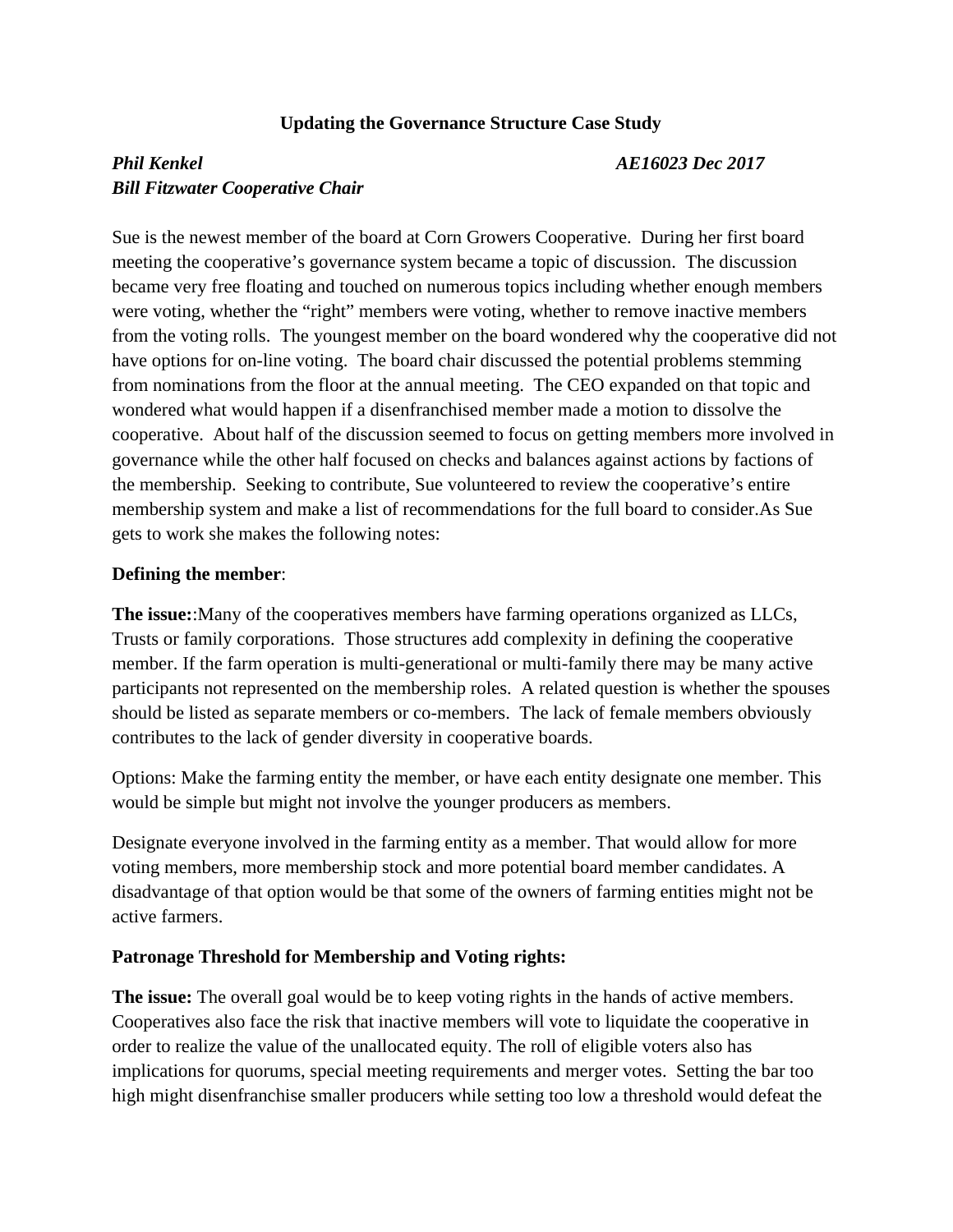**Updating the Governance Structure Case Study**

***Phil Kenkel*** ***AE16023 Dec 2017***
***Bill Fitzwater Cooperative Chair***

Sue is the newest member of the board at Corn Growers Cooperative. During her first board meeting the cooperative's governance system became a topic of discussion. The discussion became very free floating and touched on numerous topics including whether enough members were voting, whether the "right" members were voting, whether to remove inactive members from the voting rolls. The youngest member on the board wondered why the cooperative did not have options for on-line voting. The board chair discussed the potential problems stemming from nominations from the floor at the annual meeting. The CEO expanded on that topic and wondered what would happen if a disenfranchised member made a motion to dissolve the cooperative. About half of the discussion seemed to focus on getting members more involved in governance while the other half focused on checks and balances against actions by factions of the membership. Seeking to contribute, Sue volunteered to review the cooperative's entire membership system and make a list of recommendations for the full board to consider.As Sue gets to work she makes the following notes:

**Defining the member**:

**The issue:**:Many of the cooperatives members have farming operations organized as LLCs, Trusts or family corporations. Those structures add complexity in defining the cooperative member. If the farm operation is multi-generational or multi-family there may be many active participants not represented on the membership roles. A related question is whether the spouses should be listed as separate members or co-members. The lack of female members obviously contributes to the lack of gender diversity in cooperative boards.

Options: Make the farming entity the member, or have each entity designate one member. This would be simple but might not involve the younger producers as members.

Designate everyone involved in the farming entity as a member. That would allow for more voting members, more membership stock and more potential board member candidates. A disadvantage of that option would be that some of the owners of farming entities might not be active farmers.

**Patronage Threshold for Membership and Voting rights:**

**The issue:** The overall goal would be to keep voting rights in the hands of active members. Cooperatives also face the risk that inactive members will vote to liquidate the cooperative in order to realize the value of the unallocated equity. The roll of eligible voters also has implications for quorums, special meeting requirements and merger votes. Setting the bar too high might disenfranchise smaller producers while setting too low a threshold would defeat the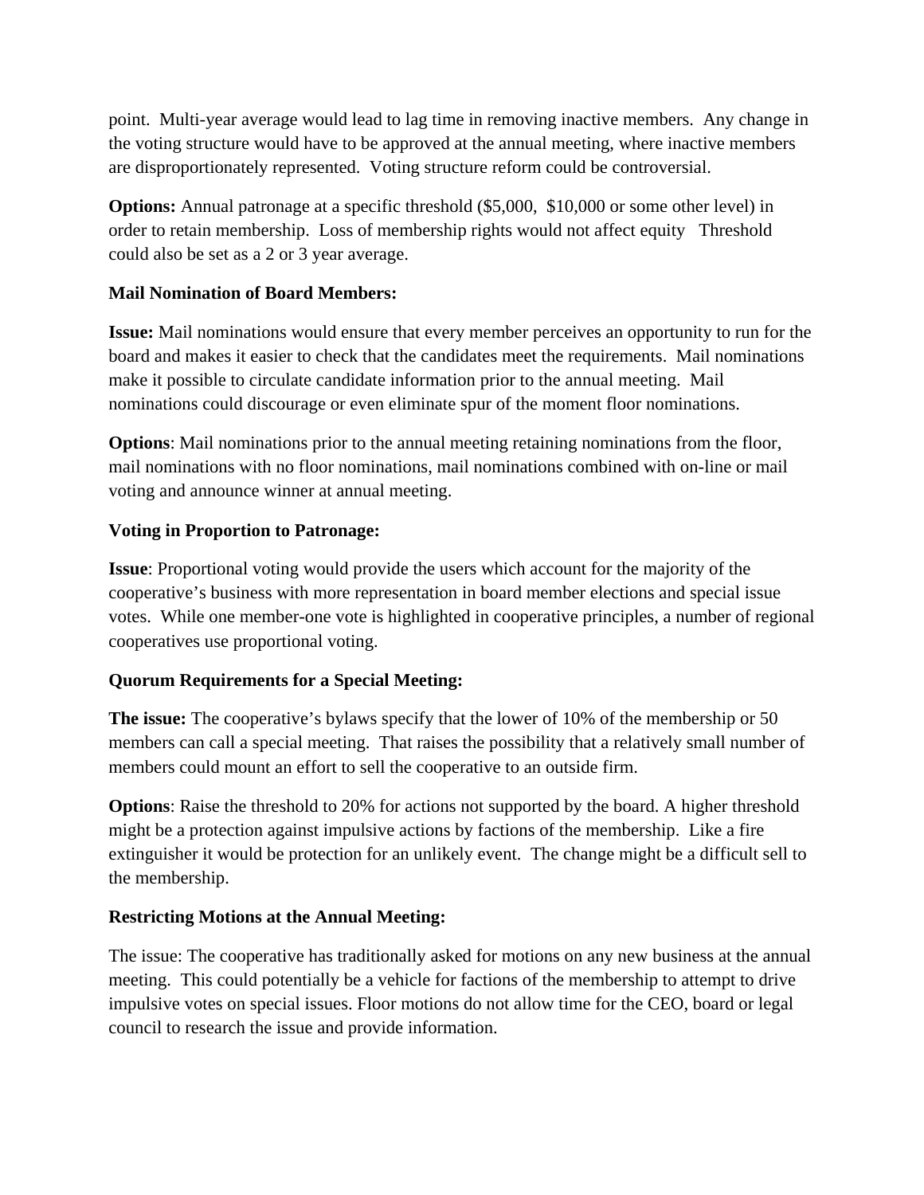point. Multi-year average would lead to lag time in removing inactive members. Any change in the voting structure would have to be approved at the annual meeting, where inactive members are disproportionately represented. Voting structure reform could be controversial.

**Options:** Annual patronage at a specific threshold ($5,000, $10,000 or some other level) in order to retain membership. Loss of membership rights would not affect equity Threshold could also be set as a 2 or 3 year average.

**Mail Nomination of Board Members:**

**Issue:** Mail nominations would ensure that every member perceives an opportunity to run for the board and makes it easier to check that the candidates meet the requirements. Mail nominations make it possible to circulate candidate information prior to the annual meeting. Mail nominations could discourage or even eliminate spur of the moment floor nominations.

**Options**: Mail nominations prior to the annual meeting retaining nominations from the floor, mail nominations with no floor nominations, mail nominations combined with on-line or mail voting and announce winner at annual meeting.

**Voting in Proportion to Patronage:**

**Issue**: Proportional voting would provide the users which account for the majority of the cooperative's business with more representation in board member elections and special issue votes. While one member-one vote is highlighted in cooperative principles, a number of regional cooperatives use proportional voting.

**Quorum Requirements for a Special Meeting:**

**The issue:** The cooperative's bylaws specify that the lower of 10% of the membership or 50 members can call a special meeting. That raises the possibility that a relatively small number of members could mount an effort to sell the cooperative to an outside firm.

**Options**: Raise the threshold to 20% for actions not supported by the board. A higher threshold might be a protection against impulsive actions by factions of the membership. Like a fire extinguisher it would be protection for an unlikely event. The change might be a difficult sell to the membership.

**Restricting Motions at the Annual Meeting:**

The issue: The cooperative has traditionally asked for motions on any new business at the annual meeting. This could potentially be a vehicle for factions of the membership to attempt to drive impulsive votes on special issues. Floor motions do not allow time for the CEO, board or legal council to research the issue and provide information.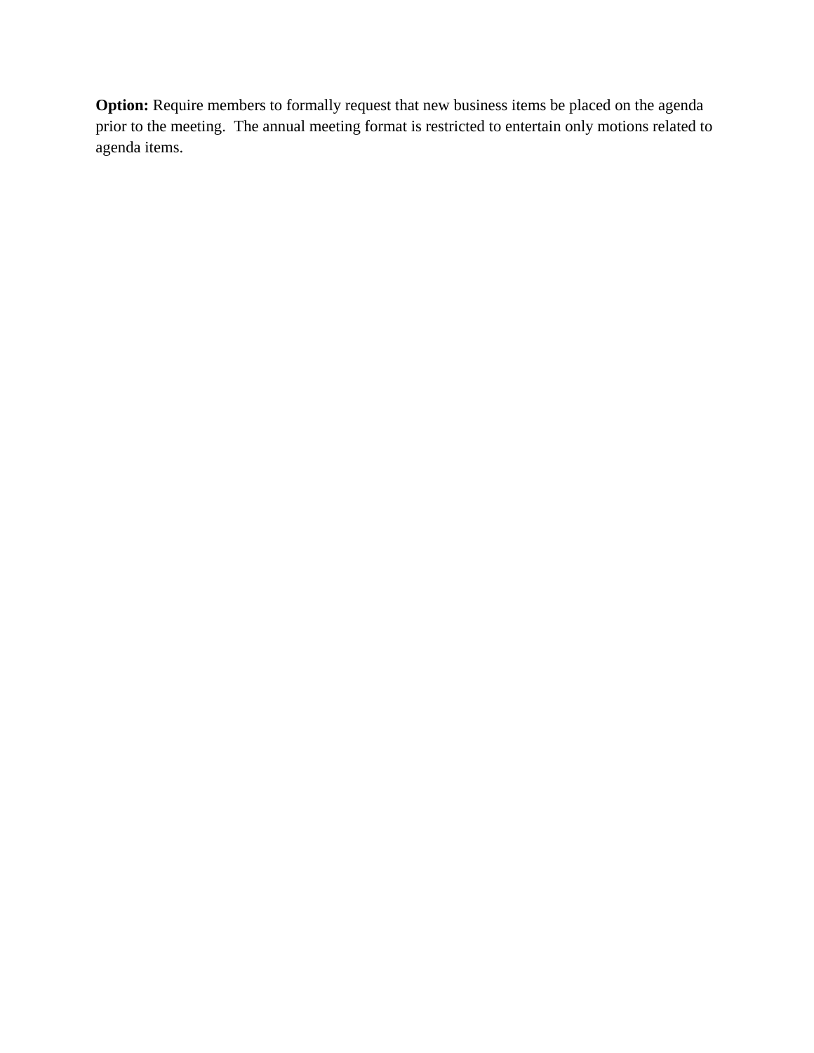**Option:** Require members to formally request that new business items be placed on the agenda prior to the meeting. The annual meeting format is restricted to entertain only motions related to agenda items.